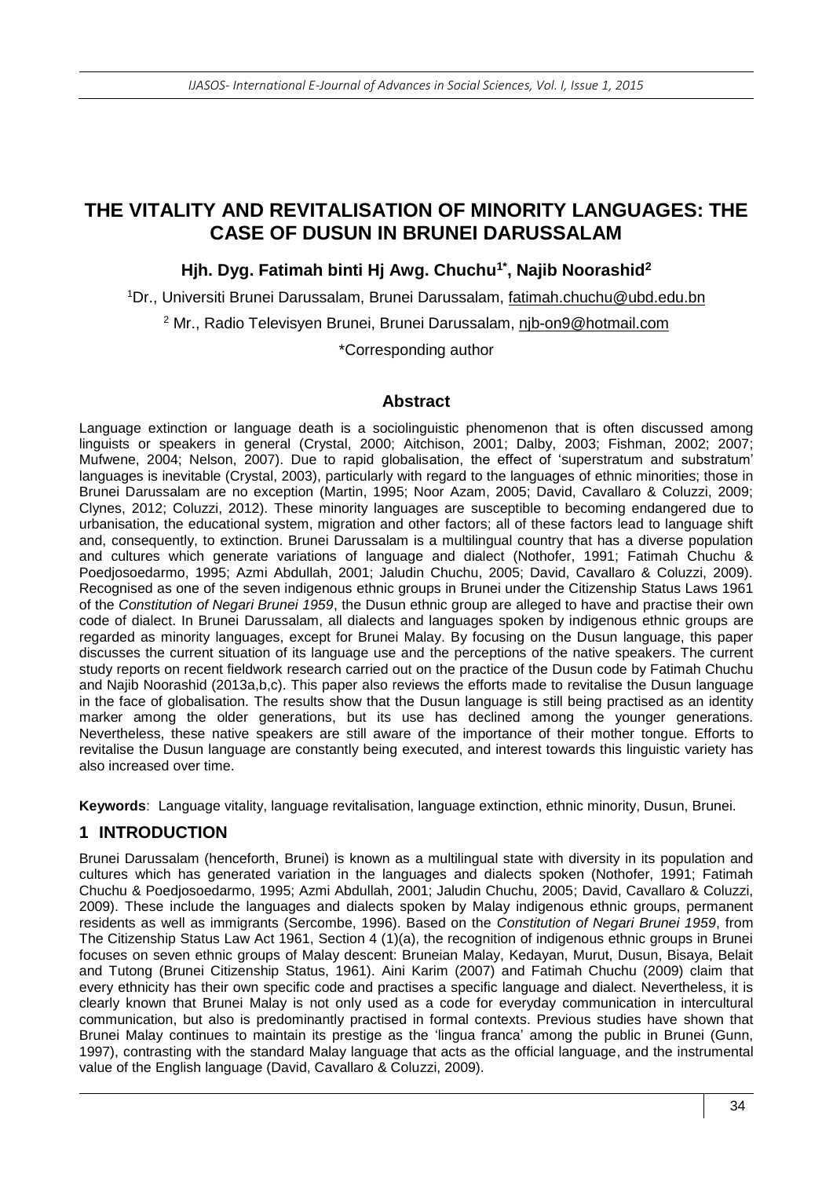# THE VITALITY AND REVITALISATION OF MINORITY LANGUAGES: THE CASE OF DUSUN IN BRUNEI DARUSSALAM

**Hjh. Dyg. Fatimah binti Hj Awg. Chuchu[1*], Najib Noorashid[2]**

[1]Dr., Universiti Brunei Darussalam, Brunei Darussalam, fatimah.chuchu@ubd.edu.bn

[2] Mr., Radio Televisyen Brunei, Brunei Darussalam, njb-on9@hotmail.com

*Corresponding author

## Abstract

Language extinction or language death is a sociolinguistic phenomenon that is often discussed among linguists or speakers in general (Crystal, 2000; Aitchison, 2001; Dalby, 2003; Fishman, 2002; 2007; Mufwene, 2004; Nelson, 2007). Due to rapid globalisation, the effect of 'superstratum and substratum' languages is inevitable (Crystal, 2003), particularly with regard to the languages of ethnic minorities; those in Brunei Darussalam are no exception (Martin, 1995; Noor Azam, 2005; David, Cavallaro & Coluzzi, 2009; Clynes, 2012; Coluzzi, 2012). These minority languages are susceptible to becoming endangered due to urbanisation, the educational system, migration and other factors; all of these factors lead to language shift and, consequently, to extinction. Brunei Darussalam is a multilingual country that has a diverse population and cultures which generate variations of language and dialect (Nothofer, 1991; Fatimah Chuchu & Poedjosoedarmo, 1995; Azmi Abdullah, 2001; Jaludin Chuchu, 2005; David, Cavallaro & Coluzzi, 2009). Recognised as one of the seven indigenous ethnic groups in Brunei under the Citizenship Status Laws 1961 of the *Constitution of Negari Brunei 1959*, the Dusun ethnic group are alleged to have and practise their own code of dialect. In Brunei Darussalam, all dialects and languages spoken by indigenous ethnic groups are regarded as minority languages, except for Brunei Malay. By focusing on the Dusun language, this paper discusses the current situation of its language use and the perceptions of the native speakers. The current study reports on recent fieldwork research carried out on the practice of the Dusun code by Fatimah Chuchu and Najib Noorashid (2013a,b,c). This paper also reviews the efforts made to revitalise the Dusun language in the face of globalisation. The results show that the Dusun language is still being practised as an identity marker among the older generations, but its use has declined among the younger generations. Nevertheless, these native speakers are still aware of the importance of their mother tongue. Efforts to revitalise the Dusun language are constantly being executed, and interest towards this linguistic variety has also increased over time.

**Keywords**: Language vitality, language revitalisation, language extinction, ethnic minority, Dusun, Brunei.

## 1 INTRODUCTION

Brunei Darussalam (henceforth, Brunei) is known as a multilingual state with diversity in its population and cultures which has generated variation in the languages and dialects spoken (Nothofer, 1991; Fatimah Chuchu & Poedjosoedarmo, 1995; Azmi Abdullah, 2001; Jaludin Chuchu, 2005; David, Cavallaro & Coluzzi, 2009). These include the languages and dialects spoken by Malay indigenous ethnic groups, permanent residents as well as immigrants (Sercombe, 1996). Based on the *Constitution of Negari Brunei 1959*, from The Citizenship Status Law Act 1961, Section 4 (1)(a), the recognition of indigenous ethnic groups in Brunei focuses on seven ethnic groups of Malay descent: Bruneian Malay, Kedayan, Murut, Dusun, Bisaya, Belait and Tutong (Brunei Citizenship Status, 1961). Aini Karim (2007) and Fatimah Chuchu (2009) claim that every ethnicity has their own specific code and practises a specific language and dialect. Nevertheless, it is clearly known that Brunei Malay is not only used as a code for everyday communication in intercultural communication, but also is predominantly practised in formal contexts. Previous studies have shown that Brunei Malay continues to maintain its prestige as the 'lingua franca' among the public in Brunei (Gunn, 1997), contrasting with the standard Malay language that acts as the official language, and the instrumental value of the English language (David, Cavallaro & Coluzzi, 2009).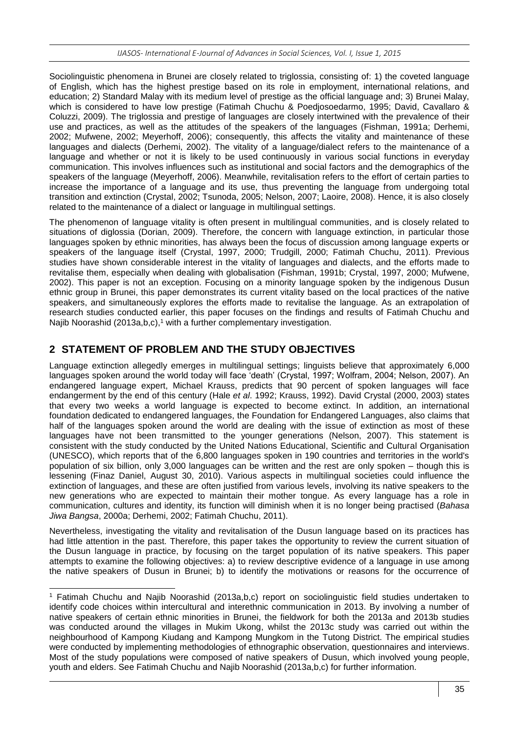Sociolinguistic phenomena in Brunei are closely related to triglossia, consisting of: 1) the coveted language of English, which has the highest prestige based on its role in employment, international relations, and education; 2) Standard Malay with its medium level of prestige as the official language and; 3) Brunei Malay, which is considered to have low prestige (Fatimah Chuchu & Poedjosoedarmo, 1995; David, Cavallaro & Coluzzi, 2009). The triglossia and prestige of languages are closely intertwined with the prevalence of their use and practices, as well as the attitudes of the speakers of the languages (Fishman, 1991a; Derhemi, 2002; Mufwene, 2002; Meyerhoff, 2006); consequently, this affects the vitality and maintenance of these languages and dialects (Derhemi, 2002). The vitality of a language/dialect refers to the maintenance of a language and whether or not it is likely to be used continuously in various social functions in everyday communication. This involves influences such as institutional and social factors and the demographics of the speakers of the language (Meyerhoff, 2006). Meanwhile, revitalisation refers to the effort of certain parties to increase the importance of a language and its use, thus preventing the language from undergoing total transition and extinction (Crystal, 2002; Tsunoda, 2005; Nelson, 2007; Laoire, 2008). Hence, it is also closely related to the maintenance of a dialect or language in multilingual settings.

The phenomenon of language vitality is often present in multilingual communities, and is closely related to situations of diglossia (Dorian, 2009). Therefore, the concern with language extinction, in particular those languages spoken by ethnic minorities, has always been the focus of discussion among language experts or speakers of the language itself (Crystal, 1997, 2000; Trudgill, 2000; Fatimah Chuchu, 2011). Previous studies have shown considerable interest in the vitality of languages and dialects, and the efforts made to revitalise them, especially when dealing with globalisation (Fishman, 1991b; Crystal, 1997, 2000; Mufwene, 2002). This paper is not an exception. Focusing on a minority language spoken by the indigenous Dusun ethnic group in Brunei, this paper demonstrates its current vitality based on the local practices of the native speakers, and simultaneously explores the efforts made to revitalise the language. As an extrapolation of research studies conducted earlier, this paper focuses on the findings and results of Fatimah Chuchu and Najib Noorashid (2013a,b,c),[1] with a further complementary investigation.

## 2 STATEMENT OF PROBLEM AND THE STUDY OBJECTIVES

Language extinction allegedly emerges in multilingual settings; linguists believe that approximately 6,000 languages spoken around the world today will face 'death' (Crystal, 1997; Wolfram, 2004; Nelson, 2007). An endangered language expert, Michael Krauss, predicts that 90 percent of spoken languages will face endangerment by the end of this century (Hale *et al*. 1992; Krauss, 1992). David Crystal (2000, 2003) states that every two weeks a world language is expected to become extinct. In addition, an international foundation dedicated to endangered languages, the Foundation for Endangered Languages, also claims that half of the languages spoken around the world are dealing with the issue of extinction as most of these languages have not been transmitted to the younger generations (Nelson, 2007). This statement is consistent with the study conducted by the United Nations Educational, Scientific and Cultural Organisation (UNESCO), which reports that of the 6,800 languages spoken in 190 countries and territories in the world's population of six billion, only 3,000 languages can be written and the rest are only spoken – though this is lessening (Finaz Daniel, August 30, 2010). Various aspects in multilingual societies could influence the extinction of languages, and these are often justified from various levels, involving its native speakers to the new generations who are expected to maintain their mother tongue. As every language has a role in communication, cultures and identity, its function will diminish when it is no longer being practised (*Bahasa Jiwa Bangsa*, 2000a; Derhemi, 2002; Fatimah Chuchu, 2011).

Nevertheless, investigating the vitality and revitalisation of the Dusun language based on its practices has had little attention in the past. Therefore, this paper takes the opportunity to review the current situation of the Dusun language in practice, by focusing on the target population of its native speakers. This paper attempts to examine the following objectives: a) to review descriptive evidence of a language in use among the native speakers of Dusun in Brunei; b) to identify the motivations or reasons for the occurrence of

---

[1] Fatimah Chuchu and Najib Noorashid (2013a,b,c) report on sociolinguistic field studies undertaken to identify code choices within intercultural and interethnic communication in 2013. By involving a number of native speakers of certain ethnic minorities in Brunei, the fieldwork for both the 2013a and 2013b studies was conducted around the villages in Mukim Ukong, whilst the 2013c study was carried out within the neighbourhood of Kampong Kiudang and Kampong Mungkom in the Tutong District. The empirical studies were conducted by implementing methodologies of ethnographic observation, questionnaires and interviews. Most of the study populations were composed of native speakers of Dusun, which involved young people, youth and elders. See Fatimah Chuchu and Najib Noorashid (2013a,b,c) for further information.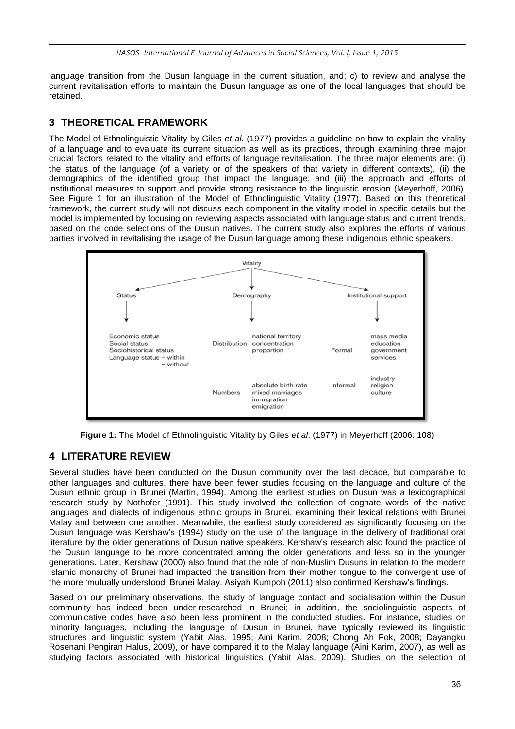language transition from the Dusun language in the current situation, and; c) to review and analyse the current revitalisation efforts to maintain the Dusun language as one of the local languages that should be retained.

## 3 THEORETICAL FRAMEWORK

The Model of Ethnolinguistic Vitality by Giles *et al*. (1977) provides a guideline on how to explain the vitality of a language and to evaluate its current situation as well as its practices, through examining three major crucial factors related to the vitality and efforts of language revitalisation. The three major elements are: (i) the status of the language (of a variety or of the speakers of that variety in different contexts), (ii) the demographics of the identified group that impact the language; and (iii) the approach and efforts of institutional measures to support and provide strong resistance to the linguistic erosion (Meyerhoff, 2006). See Figure 1 for an illustration of the Model of Ethnolinguistic Vitality (1977). Based on this theoretical framework, the current study will not discuss each component in the vitality model in specific details but the model is implemented by focusing on reviewing aspects associated with language status and current trends, based on the code selections of the Dusun natives. The current study also explores the efforts of various parties involved in revitalising the usage of the Dusun language among these indigenous ethnic speakers.

Vitality

| Status | Demography | | Institutional support | |
|---|---|---|---|---|
| Economic status<br>Social status<br>Sociohistorical status<br>Language status – within<br>– without | Distribution | national territory<br>concentration<br>proportion | Formal | mass media<br>education<br>government<br>services |
| | Numbers | absolute birth rate<br>mixed marriages<br>immigration<br>emigration | Informal | industry<br>religion<br>culture |

**Figure 1:** The Model of Ethnolinguistic Vitality by Giles *et al*. (1977) in Meyerhoff (2006: 108)

## 4 LITERATURE REVIEW

Several studies have been conducted on the Dusun community over the last decade, but comparable to other languages and cultures, there have been fewer studies focusing on the language and culture of the Dusun ethnic group in Brunei (Martin, 1994). Among the earliest studies on Dusun was a lexicographical research study by Nothofer (1991). This study involved the collection of cognate words of the native languages and dialects of indigenous ethnic groups in Brunei, examining their lexical relations with Brunei Malay and between one another. Meanwhile, the earliest study considered as significantly focusing on the Dusun language was Kershaw's (1994) study on the use of the language in the delivery of traditional oral literature by the older generations of Dusun native speakers. Kershaw's research also found the practice of the Dusun language to be more concentrated among the older generations and less so in the younger generations. Later, Kershaw (2000) also found that the role of non-Muslim Dusuns in relation to the modern Islamic monarchy of Brunei had impacted the transition from their mother tongue to the convergent use of the more 'mutually understood' Brunei Malay. Asiyah Kumpoh (2011) also confirmed Kershaw's findings.

Based on our preliminary observations, the study of language contact and socialisation within the Dusun community has indeed been under-researched in Brunei; in addition, the sociolinguistic aspects of communicative codes have also been less prominent in the conducted studies. For instance, studies on minority languages, including the language of Dusun in Brunei, have typically reviewed its linguistic structures and linguistic system (Yabit Alas, 1995; Aini Karim, 2008; Chong Ah Fok, 2008; Dayangku Rosenani Pengiran Halus, 2009), or have compared it to the Malay language (Aini Karim, 2007), as well as studying factors associated with historical linguistics (Yabit Alas, 2009). Studies on the selection of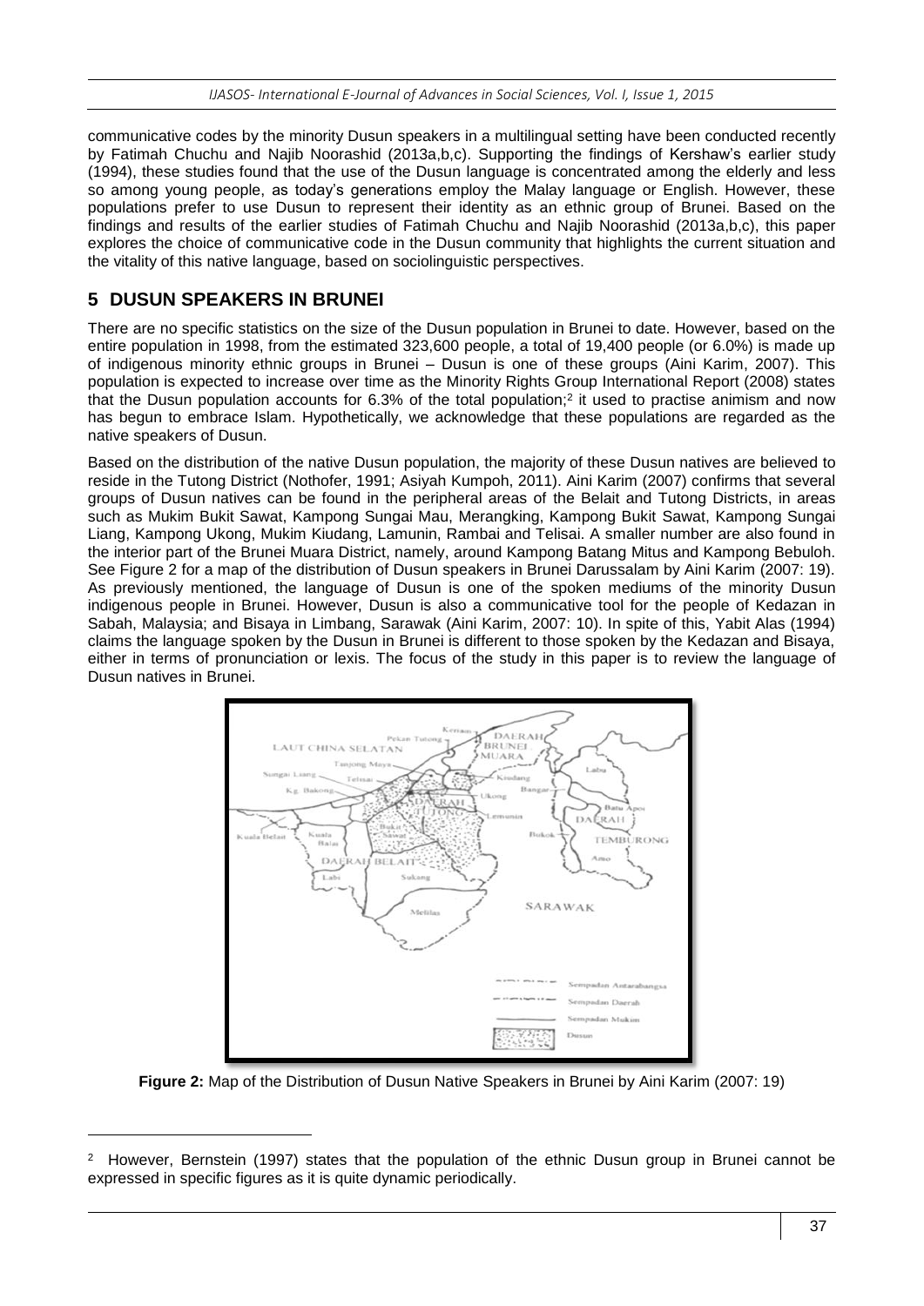communicative codes by the minority Dusun speakers in a multilingual setting have been conducted recently by Fatimah Chuchu and Najib Noorashid (2013a,b,c). Supporting the findings of Kershaw's earlier study (1994), these studies found that the use of the Dusun language is concentrated among the elderly and less so among young people, as today's generations employ the Malay language or English. However, these populations prefer to use Dusun to represent their identity as an ethnic group of Brunei. Based on the findings and results of the earlier studies of Fatimah Chuchu and Najib Noorashid (2013a,b,c), this paper explores the choice of communicative code in the Dusun community that highlights the current situation and the vitality of this native language, based on sociolinguistic perspectives.

## 5 DUSUN SPEAKERS IN BRUNEI

There are no specific statistics on the size of the Dusun population in Brunei to date. However, based on the entire population in 1998, from the estimated 323,600 people, a total of 19,400 people (or 6.0%) is made up of indigenous minority ethnic groups in Brunei – Dusun is one of these groups (Aini Karim, 2007). This population is expected to increase over time as the Minority Rights Group International Report (2008) states that the Dusun population accounts for 6.3% of the total population;[2] it used to practise animism and now has begun to embrace Islam. Hypothetically, we acknowledge that these populations are regarded as the native speakers of Dusun.

Based on the distribution of the native Dusun population, the majority of these Dusun natives are believed to reside in the Tutong District (Nothofer, 1991; Asiyah Kumpoh, 2011). Aini Karim (2007) confirms that several groups of Dusun natives can be found in the peripheral areas of the Belait and Tutong Districts, in areas such as Mukim Bukit Sawat, Kampong Sungai Mau, Merangking, Kampong Bukit Sawat, Kampong Sungai Liang, Kampong Ukong, Mukim Kiudang, Lamunin, Rambai and Telisai. A smaller number are also found in the interior part of the Brunei Muara District, namely, around Kampong Batang Mitus and Kampong Bebuloh. See Figure 2 for a map of the distribution of Dusun speakers in Brunei Darussalam by Aini Karim (2007: 19). As previously mentioned, the language of Dusun is one of the spoken mediums of the minority Dusun indigenous people in Brunei. However, Dusun is also a communicative tool for the people of Kedazan in Sabah, Malaysia; and Bisaya in Limbang, Sarawak (Aini Karim, 2007: 10). In spite of this, Yabit Alas (1994) claims the language spoken by the Dusun in Brunei is different to those spoken by the Kedazan and Bisaya, either in terms of pronunciation or lexis. The focus of the study in this paper is to review the language of Dusun natives in Brunei.

**Figure 2:** Map of the Distribution of Dusun Native Speakers in Brunei by Aini Karim (2007: 19)

[2] However, Bernstein (1997) states that the population of the ethnic Dusun group in Brunei cannot be expressed in specific figures as it is quite dynamic periodically.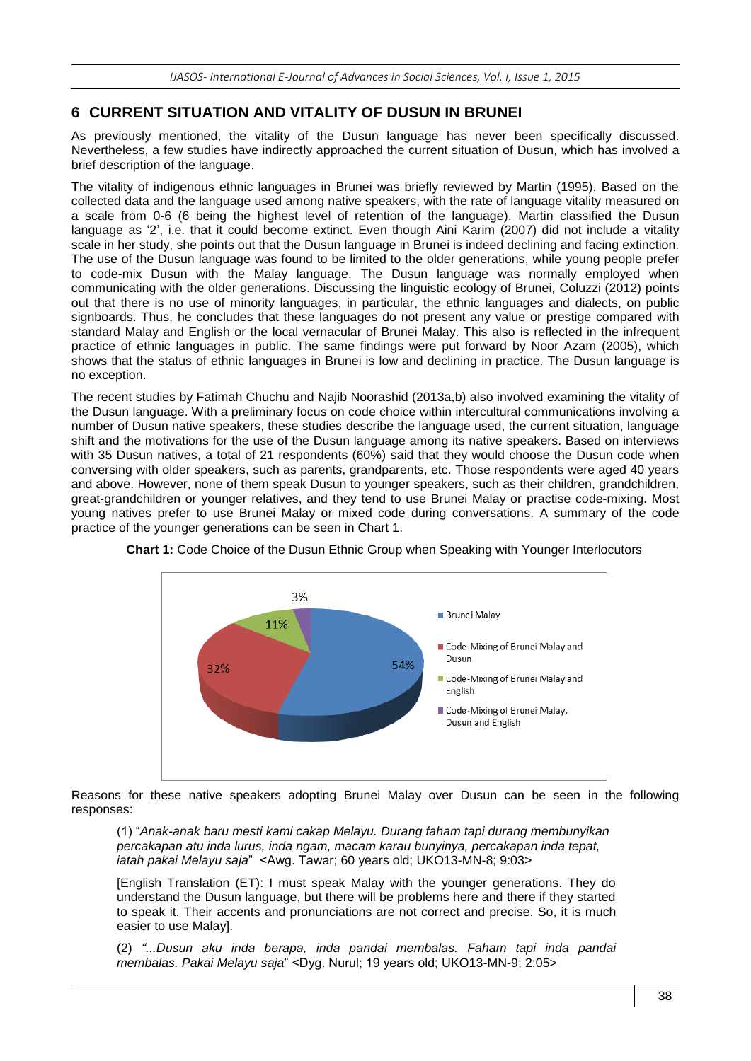## 6 CURRENT SITUATION AND VITALITY OF DUSUN IN BRUNEI

As previously mentioned, the vitality of the Dusun language has never been specifically discussed. Nevertheless, a few studies have indirectly approached the current situation of Dusun, which has involved a brief description of the language.

The vitality of indigenous ethnic languages in Brunei was briefly reviewed by Martin (1995). Based on the collected data and the language used among native speakers, with the rate of language vitality measured on a scale from 0-6 (6 being the highest level of retention of the language), Martin classified the Dusun language as '2', i.e. that it could become extinct. Even though Aini Karim (2007) did not include a vitality scale in her study, she points out that the Dusun language in Brunei is indeed declining and facing extinction. The use of the Dusun language was found to be limited to the older generations, while young people prefer to code-mix Dusun with the Malay language. The Dusun language was normally employed when communicating with the older generations. Discussing the linguistic ecology of Brunei, Coluzzi (2012) points out that there is no use of minority languages, in particular, the ethnic languages and dialects, on public signboards. Thus, he concludes that these languages do not present any value or prestige compared with standard Malay and English or the local vernacular of Brunei Malay. This also is reflected in the infrequent practice of ethnic languages in public. The same findings were put forward by Noor Azam (2005), which shows that the status of ethnic languages in Brunei is low and declining in practice. The Dusun language is no exception.

The recent studies by Fatimah Chuchu and Najib Noorashid (2013a,b) also involved examining the vitality of the Dusun language. With a preliminary focus on code choice within intercultural communications involving a number of Dusun native speakers, these studies describe the language used, the current situation, language shift and the motivations for the use of the Dusun language among its native speakers. Based on interviews with 35 Dusun natives, a total of 21 respondents (60%) said that they would choose the Dusun code when conversing with older speakers, such as parents, grandparents, etc. Those respondents were aged 40 years and above. However, none of them speak Dusun to younger speakers, such as their children, grandchildren, great-grandchildren or younger relatives, and they tend to use Brunei Malay or practise code-mixing. Most young natives prefer to use Brunei Malay or mixed code during conversations. A summary of the code practice of the younger generations can be seen in Chart 1.

**Chart 1:** Code Choice of the Dusun Ethnic Group when Speaking with Younger Interlocutors

| Code | Percentage |
|---|---|
| Brunei Malay | 54% |
| Code-Mixing of Brunei Malay and Dusun | 32% |
| Code-Mixing of Brunei Malay and English | 11% |
| Code-Mixing of Brunei Malay, Dusun and English | 3% |

Reasons for these native speakers adopting Brunei Malay over Dusun can be seen in the following responses:

> (1) "*Anak-anak baru mesti kami cakap Melayu. Durang faham tapi durang membunyikan percakapan atu inda lurus, inda ngam, macam karau bunyinya, percakapan inda tepat, iatah pakai Melayu saja*" <Awg. Tawar; 60 years old; UKO13-MN-8; 9:03>
>
> [English Translation (ET): I must speak Malay with the younger generations. They do understand the Dusun language, but there will be problems here and there if they started to speak it. Their accents and pronunciations are not correct and precise. So, it is much easier to use Malay].
>
> (2) *"...Dusun aku inda berapa, inda pandai membalas. Faham tapi inda pandai membalas. Pakai Melayu saja*" <Dyg. Nurul; 19 years old; UKO13-MN-9; 2:05>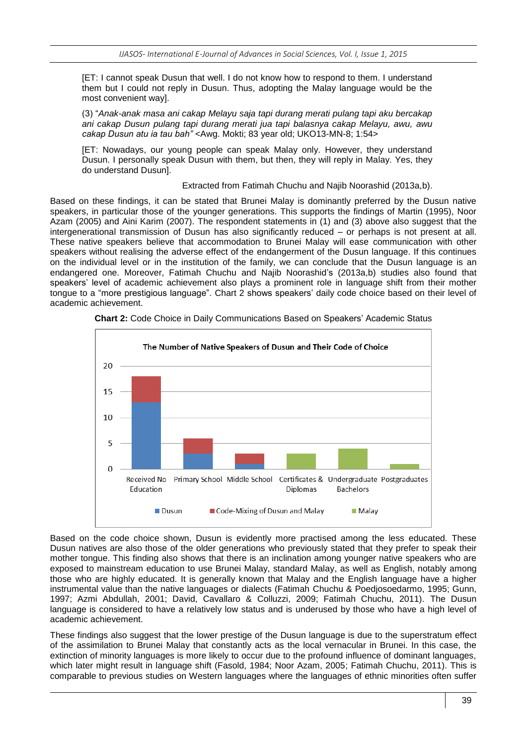[ET: I cannot speak Dusun that well. I do not know how to respond to them. I understand them but I could not reply in Dusun. Thus, adopting the Malay language would be the most convenient way].

(3) "*Anak-anak masa ani cakap Melayu saja tapi durang merati pulang tapi aku bercakap ani cakap Dusun pulang tapi durang merati jua tapi balasnya cakap Melayu, awu, awu cakap Dusun atu ia tau bah"* <Awg. Mokti; 83 year old; UKO13-MN-8; 1:54>

[ET: Nowadays, our young people can speak Malay only. However, they understand Dusun. I personally speak Dusun with them, but then, they will reply in Malay. Yes, they do understand Dusun].

Extracted from Fatimah Chuchu and Najib Noorashid (2013a,b).

Based on these findings, it can be stated that Brunei Malay is dominantly preferred by the Dusun native speakers, in particular those of the younger generations. This supports the findings of Martin (1995), Noor Azam (2005) and Aini Karim (2007). The respondent statements in (1) and (3) above also suggest that the intergenerational transmission of Dusun has also significantly reduced – or perhaps is not present at all. These native speakers believe that accommodation to Brunei Malay will ease communication with other speakers without realising the adverse effect of the endangerment of the Dusun language. If this continues on the individual level or in the institution of the family, we can conclude that the Dusun language is an endangered one. Moreover, Fatimah Chuchu and Najib Noorashid's (2013a,b) studies also found that speakers' level of academic achievement also plays a prominent role in language shift from their mother tongue to a "more prestigious language". Chart 2 shows speakers' daily code choice based on their level of academic achievement.

**Chart 2:** Code Choice in Daily Communications Based on Speakers' Academic Status

The Number of Native Speakers of Dusun and Their Code of Choice

| Academic Status | Dusun | Code-Mixing of Dusun and Malay | Malay |
|---|---|---|---|
| Received No Education | 13 | 5 | 0 |
| Primary School | 3 | 3 | 0 |
| Middle School | 1 | 2 | 0 |
| Certificates & Diplomas | 0 | 0 | 3 |
| Undergraduate Bachelors | 0 | 0 | 4 |
| Postgraduates | 0 | 0 | 1 |

Based on the code choice shown, Dusun is evidently more practised among the less educated. These Dusun natives are also those of the older generations who previously stated that they prefer to speak their mother tongue. This finding also shows that there is an inclination among younger native speakers who are exposed to mainstream education to use Brunei Malay, standard Malay, as well as English, notably among those who are highly educated. It is generally known that Malay and the English language have a higher instrumental value than the native languages or dialects (Fatimah Chuchu & Poedjosoedarmo, 1995; Gunn, 1997; Azmi Abdullah, 2001; David, Cavallaro & Colluzzi, 2009; Fatimah Chuchu, 2011). The Dusun language is considered to have a relatively low status and is underused by those who have a high level of academic achievement.

These findings also suggest that the lower prestige of the Dusun language is due to the superstratum effect of the assimilation to Brunei Malay that constantly acts as the local vernacular in Brunei. In this case, the extinction of minority languages is more likely to occur due to the profound influence of dominant languages, which later might result in language shift (Fasold, 1984; Noor Azam, 2005; Fatimah Chuchu, 2011). This is comparable to previous studies on Western languages where the languages of ethnic minorities often suffer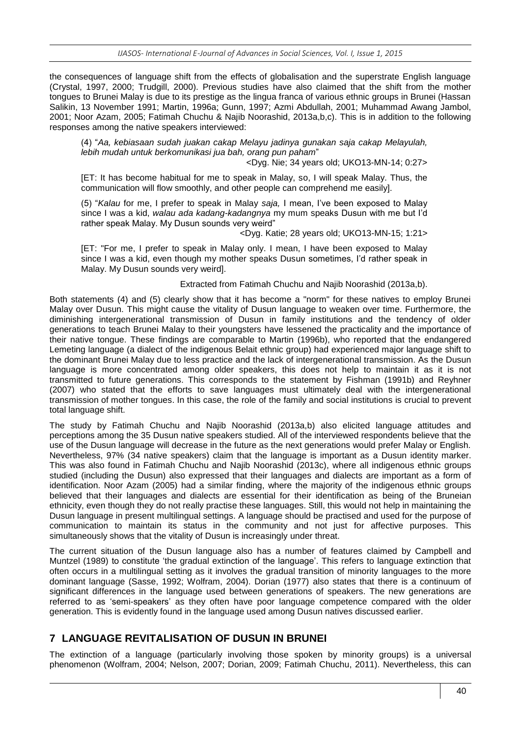the consequences of language shift from the effects of globalisation and the superstrate English language (Crystal, 1997, 2000; Trudgill, 2000). Previous studies have also claimed that the shift from the mother tongues to Brunei Malay is due to its prestige as the lingua franca of various ethnic groups in Brunei (Hassan Salikin, 13 November 1991; Martin, 1996a; Gunn, 1997; Azmi Abdullah, 2001; Muhammad Awang Jambol, 2001; Noor Azam, 2005; Fatimah Chuchu & Najib Noorashid, 2013a,b,c). This is in addition to the following responses among the native speakers interviewed:

> (4) "*Aa, kebiasaan sudah juakan cakap Melayu jadinya gunakan saja cakap Melayulah, lebih mudah untuk berkomunikasi jua bah, orang pun paham*"
>
> <Dyg. Nie; 34 years old; UKO13-MN-14; 0:27>
>
> [ET: It has become habitual for me to speak in Malay, so, I will speak Malay. Thus, the communication will flow smoothly, and other people can comprehend me easily].
>
> (5) "*Kalau* for me, I prefer to speak in Malay *saja,* I mean, I've been exposed to Malay since I was a kid, *walau ada kadang-kadangnya* my mum speaks Dusun with me but I'd rather speak Malay. My Dusun sounds very weird"
>
> <Dyg. Katie; 28 years old; UKO13-MN-15; 1:21>
>
> [ET: "For me, I prefer to speak in Malay only. I mean, I have been exposed to Malay since I was a kid, even though my mother speaks Dusun sometimes, I'd rather speak in Malay. My Dusun sounds very weird].
>
> Extracted from Fatimah Chuchu and Najib Noorashid (2013a,b).

Both statements (4) and (5) clearly show that it has become a "norm" for these natives to employ Brunei Malay over Dusun. This might cause the vitality of Dusun language to weaken over time. Furthermore, the diminishing intergenerational transmission of Dusun in family institutions and the tendency of older generations to teach Brunei Malay to their youngsters have lessened the practicality and the importance of their native tongue. These findings are comparable to Martin (1996b), who reported that the endangered Lemeting language (a dialect of the indigenous Belait ethnic group) had experienced major language shift to the dominant Brunei Malay due to less practice and the lack of intergenerational transmission. As the Dusun language is more concentrated among older speakers, this does not help to maintain it as it is not transmitted to future generations. This corresponds to the statement by Fishman (1991b) and Reyhner (2007) who stated that the efforts to save languages must ultimately deal with the intergenerational transmission of mother tongues. In this case, the role of the family and social institutions is crucial to prevent total language shift.

The study by Fatimah Chuchu and Najib Noorashid (2013a,b) also elicited language attitudes and perceptions among the 35 Dusun native speakers studied. All of the interviewed respondents believe that the use of the Dusun language will decrease in the future as the next generations would prefer Malay or English. Nevertheless, 97% (34 native speakers) claim that the language is important as a Dusun identity marker. This was also found in Fatimah Chuchu and Najib Noorashid (2013c), where all indigenous ethnic groups studied (including the Dusun) also expressed that their languages and dialects are important as a form of identification. Noor Azam (2005) had a similar finding, where the majority of the indigenous ethnic groups believed that their languages and dialects are essential for their identification as being of the Bruneian ethnicity, even though they do not really practise these languages. Still, this would not help in maintaining the Dusun language in present multilingual settings. A language should be practised and used for the purpose of communication to maintain its status in the community and not just for affective purposes. This simultaneously shows that the vitality of Dusun is increasingly under threat.

The current situation of the Dusun language also has a number of features claimed by Campbell and Muntzel (1989) to constitute 'the gradual extinction of the language'. This refers to language extinction that often occurs in a multilingual setting as it involves the gradual transition of minority languages to the more dominant language (Sasse, 1992; Wolfram, 2004). Dorian (1977) also states that there is a continuum of significant differences in the language used between generations of speakers. The new generations are referred to as 'semi-speakers' as they often have poor language competence compared with the older generation. This is evidently found in the language used among Dusun natives discussed earlier.

## 7 LANGUAGE REVITALISATION OF DUSUN IN BRUNEI

The extinction of a language (particularly involving those spoken by minority groups) is a universal phenomenon (Wolfram, 2004; Nelson, 2007; Dorian, 2009; Fatimah Chuchu, 2011). Nevertheless, this can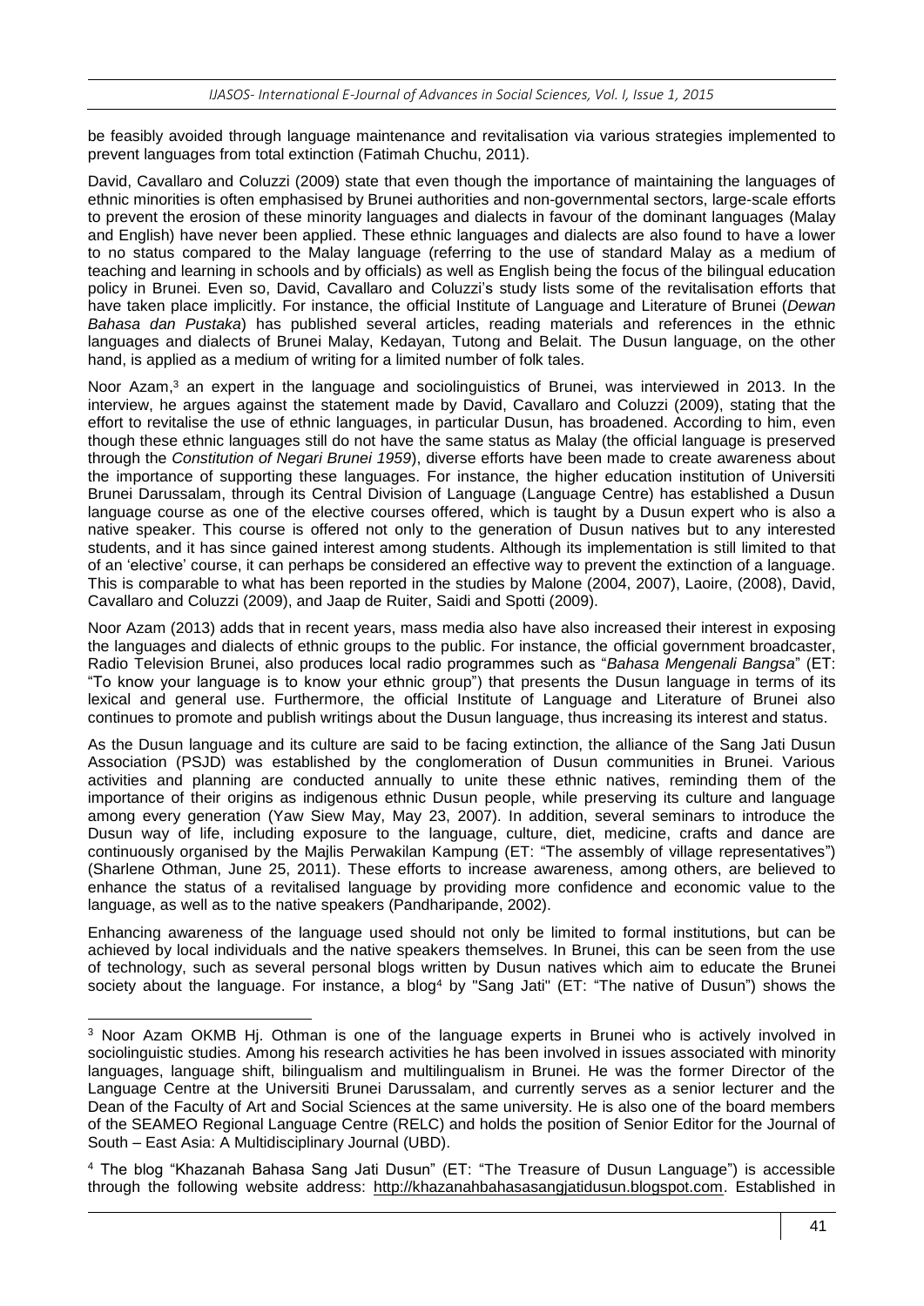be feasibly avoided through language maintenance and revitalisation via various strategies implemented to prevent languages from total extinction (Fatimah Chuchu, 2011).

David, Cavallaro and Coluzzi (2009) state that even though the importance of maintaining the languages of ethnic minorities is often emphasised by Brunei authorities and non-governmental sectors, large-scale efforts to prevent the erosion of these minority languages and dialects in favour of the dominant languages (Malay and English) have never been applied. These ethnic languages and dialects are also found to have a lower to no status compared to the Malay language (referring to the use of standard Malay as a medium of teaching and learning in schools and by officials) as well as English being the focus of the bilingual education policy in Brunei. Even so, David, Cavallaro and Coluzzi's study lists some of the revitalisation efforts that have taken place implicitly. For instance, the official Institute of Language and Literature of Brunei (*Dewan Bahasa dan Pustaka*) has published several articles, reading materials and references in the ethnic languages and dialects of Brunei Malay, Kedayan, Tutong and Belait. The Dusun language, on the other hand, is applied as a medium of writing for a limited number of folk tales.

Noor Azam,[3] an expert in the language and sociolinguistics of Brunei, was interviewed in 2013. In the interview, he argues against the statement made by David, Cavallaro and Coluzzi (2009), stating that the effort to revitalise the use of ethnic languages, in particular Dusun, has broadened. According to him, even though these ethnic languages still do not have the same status as Malay (the official language is preserved through the *Constitution of Negari Brunei 1959*), diverse efforts have been made to create awareness about the importance of supporting these languages. For instance, the higher education institution of Universiti Brunei Darussalam, through its Central Division of Language (Language Centre) has established a Dusun language course as one of the elective courses offered, which is taught by a Dusun expert who is also a native speaker. This course is offered not only to the generation of Dusun natives but to any interested students, and it has since gained interest among students. Although its implementation is still limited to that of an 'elective' course, it can perhaps be considered an effective way to prevent the extinction of a language. This is comparable to what has been reported in the studies by Malone (2004, 2007), Laoire, (2008), David, Cavallaro and Coluzzi (2009), and Jaap de Ruiter, Saidi and Spotti (2009).

Noor Azam (2013) adds that in recent years, mass media also have also increased their interest in exposing the languages and dialects of ethnic groups to the public. For instance, the official government broadcaster, Radio Television Brunei, also produces local radio programmes such as "*Bahasa Mengenali Bangsa*" (ET: "To know your language is to know your ethnic group") that presents the Dusun language in terms of its lexical and general use. Furthermore, the official Institute of Language and Literature of Brunei also continues to promote and publish writings about the Dusun language, thus increasing its interest and status.

As the Dusun language and its culture are said to be facing extinction, the alliance of the Sang Jati Dusun Association (PSJD) was established by the conglomeration of Dusun communities in Brunei. Various activities and planning are conducted annually to unite these ethnic natives, reminding them of the importance of their origins as indigenous ethnic Dusun people, while preserving its culture and language among every generation (Yaw Siew May, May 23, 2007). In addition, several seminars to introduce the Dusun way of life, including exposure to the language, culture, diet, medicine, crafts and dance are continuously organised by the Majlis Perwakilan Kampung (ET: "The assembly of village representatives") (Sharlene Othman, June 25, 2011). These efforts to increase awareness, among others, are believed to enhance the status of a revitalised language by providing more confidence and economic value to the language, as well as to the native speakers (Pandharipande, 2002).

Enhancing awareness of the language used should not only be limited to formal institutions, but can be achieved by local individuals and the native speakers themselves. In Brunei, this can be seen from the use of technology, such as several personal blogs written by Dusun natives which aim to educate the Brunei society about the language. For instance, a blog[4] by "Sang Jati" (ET: "The native of Dusun") shows the

---

[3] Noor Azam OKMB Hj. Othman is one of the language experts in Brunei who is actively involved in sociolinguistic studies. Among his research activities he has been involved in issues associated with minority languages, language shift, bilingualism and multilingualism in Brunei. He was the former Director of the Language Centre at the Universiti Brunei Darussalam, and currently serves as a senior lecturer and the Dean of the Faculty of Art and Social Sciences at the same university. He is also one of the board members of the SEAMEO Regional Language Centre (RELC) and holds the position of Senior Editor for the Journal of South – East Asia: A Multidisciplinary Journal (UBD).

[4] The blog "Khazanah Bahasa Sang Jati Dusun" (ET: "The Treasure of Dusun Language") is accessible through the following website address: http://khazanahbahasasangjatidusun.blogspot.com. Established in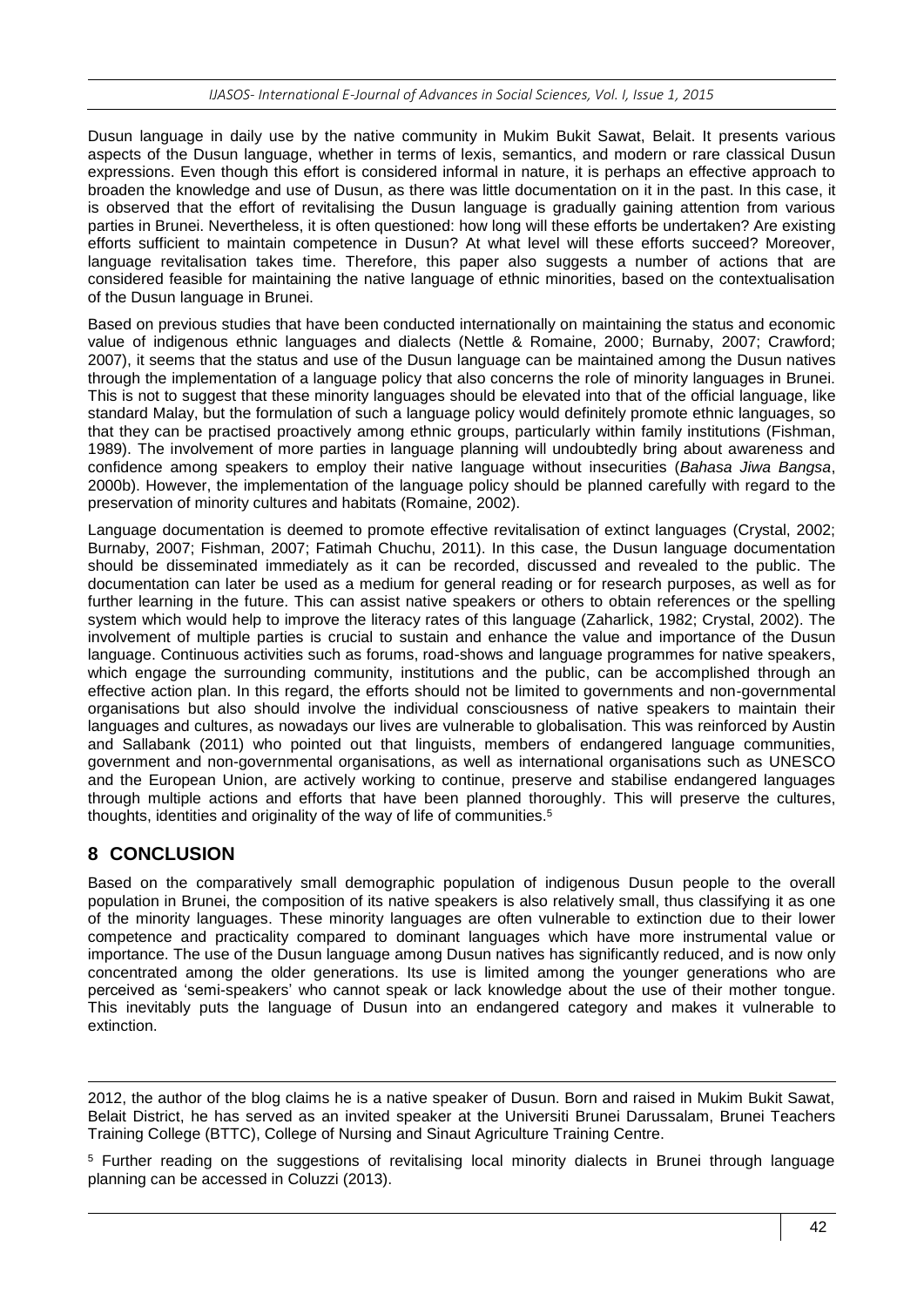Dusun language in daily use by the native community in Mukim Bukit Sawat, Belait. It presents various aspects of the Dusun language, whether in terms of lexis, semantics, and modern or rare classical Dusun expressions. Even though this effort is considered informal in nature, it is perhaps an effective approach to broaden the knowledge and use of Dusun, as there was little documentation on it in the past. In this case, it is observed that the effort of revitalising the Dusun language is gradually gaining attention from various parties in Brunei. Nevertheless, it is often questioned: how long will these efforts be undertaken? Are existing efforts sufficient to maintain competence in Dusun? At what level will these efforts succeed? Moreover, language revitalisation takes time. Therefore, this paper also suggests a number of actions that are considered feasible for maintaining the native language of ethnic minorities, based on the contextualisation of the Dusun language in Brunei.

Based on previous studies that have been conducted internationally on maintaining the status and economic value of indigenous ethnic languages and dialects (Nettle & Romaine, 2000; Burnaby, 2007; Crawford; 2007), it seems that the status and use of the Dusun language can be maintained among the Dusun natives through the implementation of a language policy that also concerns the role of minority languages in Brunei. This is not to suggest that these minority languages should be elevated into that of the official language, like standard Malay, but the formulation of such a language policy would definitely promote ethnic languages, so that they can be practised proactively among ethnic groups, particularly within family institutions (Fishman, 1989). The involvement of more parties in language planning will undoubtedly bring about awareness and confidence among speakers to employ their native language without insecurities (*Bahasa Jiwa Bangsa*, 2000b). However, the implementation of the language policy should be planned carefully with regard to the preservation of minority cultures and habitats (Romaine, 2002).

Language documentation is deemed to promote effective revitalisation of extinct languages (Crystal, 2002; Burnaby, 2007; Fishman, 2007; Fatimah Chuchu, 2011). In this case, the Dusun language documentation should be disseminated immediately as it can be recorded, discussed and revealed to the public. The documentation can later be used as a medium for general reading or for research purposes, as well as for further learning in the future. This can assist native speakers or others to obtain references or the spelling system which would help to improve the literacy rates of this language (Zaharlick, 1982; Crystal, 2002). The involvement of multiple parties is crucial to sustain and enhance the value and importance of the Dusun language. Continuous activities such as forums, road-shows and language programmes for native speakers, which engage the surrounding community, institutions and the public, can be accomplished through an effective action plan. In this regard, the efforts should not be limited to governments and non-governmental organisations but also should involve the individual consciousness of native speakers to maintain their languages and cultures, as nowadays our lives are vulnerable to globalisation. This was reinforced by Austin and Sallabank (2011) who pointed out that linguists, members of endangered language communities, government and non-governmental organisations, as well as international organisations such as UNESCO and the European Union, are actively working to continue, preserve and stabilise endangered languages through multiple actions and efforts that have been planned thoroughly. This will preserve the cultures, thoughts, identities and originality of the way of life of communities.[5]

## 8 CONCLUSION

Based on the comparatively small demographic population of indigenous Dusun people to the overall population in Brunei, the composition of its native speakers is also relatively small, thus classifying it as one of the minority languages. These minority languages are often vulnerable to extinction due to their lower competence and practicality compared to dominant languages which have more instrumental value or importance. The use of the Dusun language among Dusun natives has significantly reduced, and is now only concentrated among the older generations. Its use is limited among the younger generations who are perceived as 'semi-speakers' who cannot speak or lack knowledge about the use of their mother tongue. This inevitably puts the language of Dusun into an endangered category and makes it vulnerable to extinction.

---

2012, the author of the blog claims he is a native speaker of Dusun. Born and raised in Mukim Bukit Sawat, Belait District, he has served as an invited speaker at the Universiti Brunei Darussalam, Brunei Teachers Training College (BTTC), College of Nursing and Sinaut Agriculture Training Centre.

[5] Further reading on the suggestions of revitalising local minority dialects in Brunei through language planning can be accessed in Coluzzi (2013).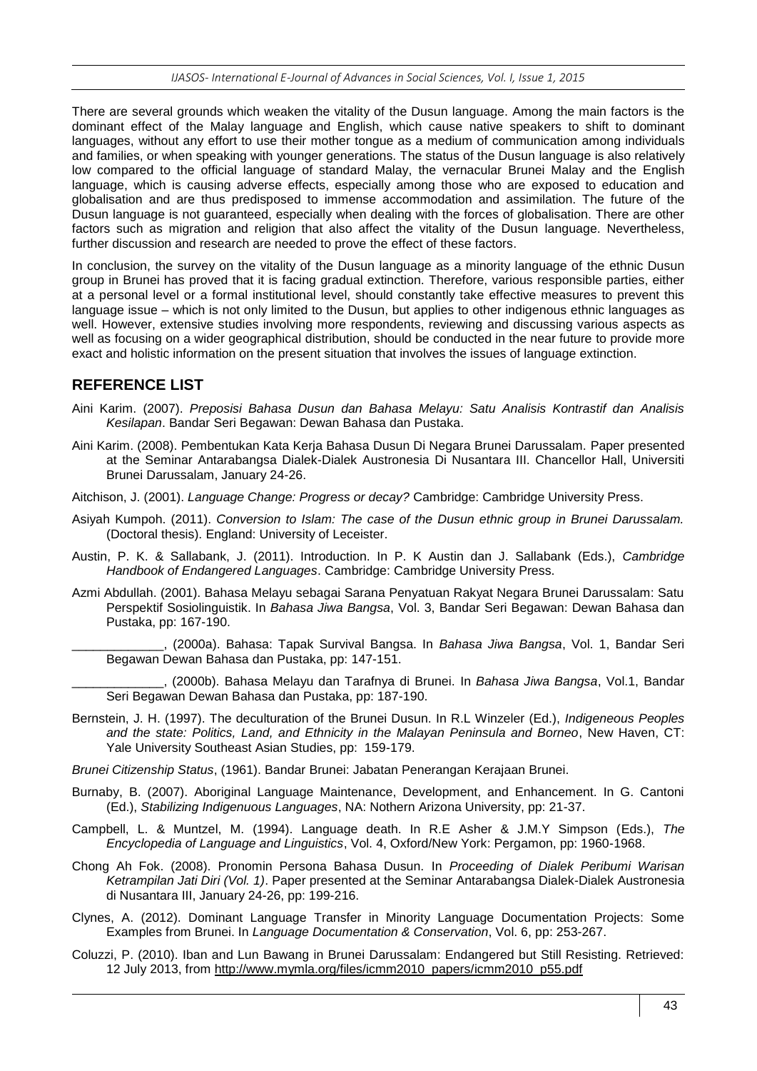There are several grounds which weaken the vitality of the Dusun language. Among the main factors is the dominant effect of the Malay language and English, which cause native speakers to shift to dominant languages, without any effort to use their mother tongue as a medium of communication among individuals and families, or when speaking with younger generations. The status of the Dusun language is also relatively low compared to the official language of standard Malay, the vernacular Brunei Malay and the English language, which is causing adverse effects, especially among those who are exposed to education and globalisation and are thus predisposed to immense accommodation and assimilation. The future of the Dusun language is not guaranteed, especially when dealing with the forces of globalisation. There are other factors such as migration and religion that also affect the vitality of the Dusun language. Nevertheless, further discussion and research are needed to prove the effect of these factors.

In conclusion, the survey on the vitality of the Dusun language as a minority language of the ethnic Dusun group in Brunei has proved that it is facing gradual extinction. Therefore, various responsible parties, either at a personal level or a formal institutional level, should constantly take effective measures to prevent this language issue – which is not only limited to the Dusun, but applies to other indigenous ethnic languages as well. However, extensive studies involving more respondents, reviewing and discussing various aspects as well as focusing on a wider geographical distribution, should be conducted in the near future to provide more exact and holistic information on the present situation that involves the issues of language extinction.

## REFERENCE LIST

Aini Karim. (2007). *Preposisi Bahasa Dusun dan Bahasa Melayu: Satu Analisis Kontrastif dan Analisis Kesilapan*. Bandar Seri Begawan: Dewan Bahasa dan Pustaka.

Aini Karim. (2008). Pembentukan Kata Kerja Bahasa Dusun Di Negara Brunei Darussalam. Paper presented at the Seminar Antarabangsa Dialek-Dialek Austronesia Di Nusantara III. Chancellor Hall, Universiti Brunei Darussalam, January 24-26.

Aitchison, J. (2001). *Language Change: Progress or decay?* Cambridge: Cambridge University Press.

Asiyah Kumpoh. (2011). *Conversion to Islam: The case of the Dusun ethnic group in Brunei Darussalam.* (Doctoral thesis). England: University of Leceister.

Austin, P. K. & Sallabank, J. (2011). Introduction. In P. K Austin dan J. Sallabank (Eds.), *Cambridge Handbook of Endangered Languages*. Cambridge: Cambridge University Press.

Azmi Abdullah. (2001). Bahasa Melayu sebagai Sarana Penyatuan Rakyat Negara Brunei Darussalam: Satu Perspektif Sosiolinguistik. In *Bahasa Jiwa Bangsa*, Vol. 3, Bandar Seri Begawan: Dewan Bahasa dan Pustaka, pp: 167-190.

_____________, (2000a). Bahasa: Tapak Survival Bangsa. In *Bahasa Jiwa Bangsa*, Vol. 1, Bandar Seri Begawan Dewan Bahasa dan Pustaka, pp: 147-151.

_____________, (2000b). Bahasa Melayu dan Tarafnya di Brunei. In *Bahasa Jiwa Bangsa*, Vol.1, Bandar Seri Begawan Dewan Bahasa dan Pustaka, pp: 187-190.

Bernstein, J. H. (1997). The deculturation of the Brunei Dusun. In R.L Winzeler (Ed.), *Indigeneous Peoples and the state: Politics, Land, and Ethnicity in the Malayan Peninsula and Borneo*, New Haven, CT: Yale University Southeast Asian Studies, pp: 159-179.

*Brunei Citizenship Status*, (1961). Bandar Brunei: Jabatan Penerangan Kerajaan Brunei.

Burnaby, B. (2007). Aboriginal Language Maintenance, Development, and Enhancement. In G. Cantoni (Ed.), *Stabilizing Indigenuous Languages*, NA: Nothern Arizona University, pp: 21-37.

Campbell, L. & Muntzel, M. (1994). Language death. In R.E Asher & J.M.Y Simpson (Eds.), *The Encyclopedia of Language and Linguistics*, Vol. 4, Oxford/New York: Pergamon, pp: 1960-1968.

Chong Ah Fok. (2008). Pronomin Persona Bahasa Dusun. In *Proceeding of Dialek Peribumi Warisan Ketrampilan Jati Diri (Vol. 1)*. Paper presented at the Seminar Antarabangsa Dialek-Dialek Austronesia di Nusantara III, January 24-26, pp: 199-216.

Clynes, A. (2012). Dominant Language Transfer in Minority Language Documentation Projects: Some Examples from Brunei. In *Language Documentation & Conservation*, Vol. 6, pp: 253-267.

Coluzzi, P. (2010). Iban and Lun Bawang in Brunei Darussalam: Endangered but Still Resisting. Retrieved: 12 July 2013, from http://www.mymla.org/files/icmm2010_papers/icmm2010_p55.pdf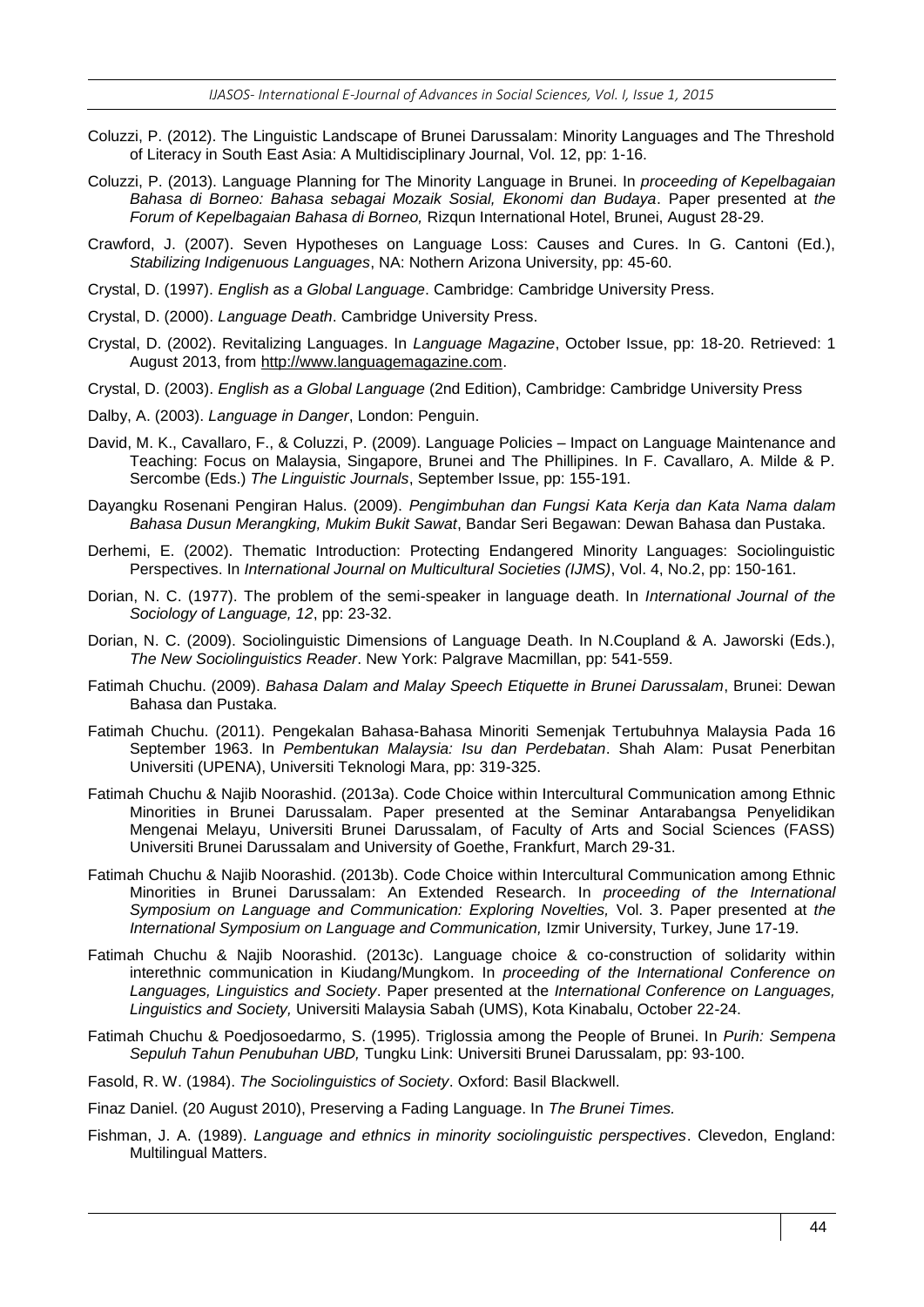Coluzzi, P. (2012). The Linguistic Landscape of Brunei Darussalam: Minority Languages and The Threshold of Literacy in South East Asia: A Multidisciplinary Journal, Vol. 12, pp: 1-16.

Coluzzi, P. (2013). Language Planning for The Minority Language in Brunei. In *proceeding of Kepelbagaian Bahasa di Borneo: Bahasa sebagai Mozaik Sosial, Ekonomi dan Budaya*. Paper presented at *the Forum of Kepelbagaian Bahasa di Borneo,* Rizqun International Hotel, Brunei, August 28-29.

Crawford, J. (2007). Seven Hypotheses on Language Loss: Causes and Cures. In G. Cantoni (Ed.), *Stabilizing Indigenuous Languages*, NA: Nothern Arizona University, pp: 45-60.

Crystal, D. (1997). *English as a Global Language*. Cambridge: Cambridge University Press.

Crystal, D. (2000). *Language Death*. Cambridge University Press.

Crystal, D. (2002). Revitalizing Languages. In *Language Magazine*, October Issue, pp: 18-20. Retrieved: 1 August 2013, from http://www.languagemagazine.com.

Crystal, D. (2003). *English as a Global Language* (2nd Edition), Cambridge: Cambridge University Press

Dalby, A. (2003). *Language in Danger*, London: Penguin.

David, M. K., Cavallaro, F., & Coluzzi, P. (2009). Language Policies – Impact on Language Maintenance and Teaching: Focus on Malaysia, Singapore, Brunei and The Phillipines. In F. Cavallaro, A. Milde & P. Sercombe (Eds.) *The Linguistic Journals*, September Issue, pp: 155-191.

Dayangku Rosenani Pengiran Halus. (2009). *Pengimbuhan dan Fungsi Kata Kerja dan Kata Nama dalam Bahasa Dusun Merangking, Mukim Bukit Sawat*, Bandar Seri Begawan: Dewan Bahasa dan Pustaka.

Derhemi, E. (2002). Thematic Introduction: Protecting Endangered Minority Languages: Sociolinguistic Perspectives. In *International Journal on Multicultural Societies (IJMS)*, Vol. 4, No.2, pp: 150-161.

Dorian, N. C. (1977). The problem of the semi-speaker in language death. In *International Journal of the Sociology of Language, 12*, pp: 23-32.

Dorian, N. C. (2009). Sociolinguistic Dimensions of Language Death. In N.Coupland & A. Jaworski (Eds.), *The New Sociolinguistics Reader*. New York: Palgrave Macmillan, pp: 541-559.

Fatimah Chuchu. (2009). *Bahasa Dalam and Malay Speech Etiquette in Brunei Darussalam*, Brunei: Dewan Bahasa dan Pustaka.

Fatimah Chuchu. (2011). Pengekalan Bahasa-Bahasa Minoriti Semenjak Tertubuhnya Malaysia Pada 16 September 1963. In *Pembentukan Malaysia: Isu dan Perdebatan*. Shah Alam: Pusat Penerbitan Universiti (UPENA), Universiti Teknologi Mara, pp: 319-325.

Fatimah Chuchu & Najib Noorashid. (2013a). Code Choice within Intercultural Communication among Ethnic Minorities in Brunei Darussalam. Paper presented at the Seminar Antarabangsa Penyelidikan Mengenai Melayu, Universiti Brunei Darussalam, of Faculty of Arts and Social Sciences (FASS) Universiti Brunei Darussalam and University of Goethe, Frankfurt, March 29-31.

Fatimah Chuchu & Najib Noorashid. (2013b). Code Choice within Intercultural Communication among Ethnic Minorities in Brunei Darussalam: An Extended Research. In *proceeding of the International Symposium on Language and Communication: Exploring Novelties,* Vol. 3. Paper presented at *the International Symposium on Language and Communication,* Izmir University, Turkey, June 17-19.

Fatimah Chuchu & Najib Noorashid. (2013c). Language choice & co-construction of solidarity within interethnic communication in Kiudang/Mungkom. In *proceeding of the International Conference on Languages, Linguistics and Society*. Paper presented at the *International Conference on Languages, Linguistics and Society,* Universiti Malaysia Sabah (UMS), Kota Kinabalu, October 22-24.

Fatimah Chuchu & Poedjosoedarmo, S. (1995). Triglossia among the People of Brunei. In *Purih: Sempena Sepuluh Tahun Penubuhan UBD,* Tungku Link: Universiti Brunei Darussalam, pp: 93-100.

Fasold, R. W. (1984). *The Sociolinguistics of Society*. Oxford: Basil Blackwell.

Finaz Daniel. (20 August 2010), Preserving a Fading Language. In *The Brunei Times.*

Fishman, J. A. (1989). *Language and ethnics in minority sociolinguistic perspectives*. Clevedon, England: Multilingual Matters.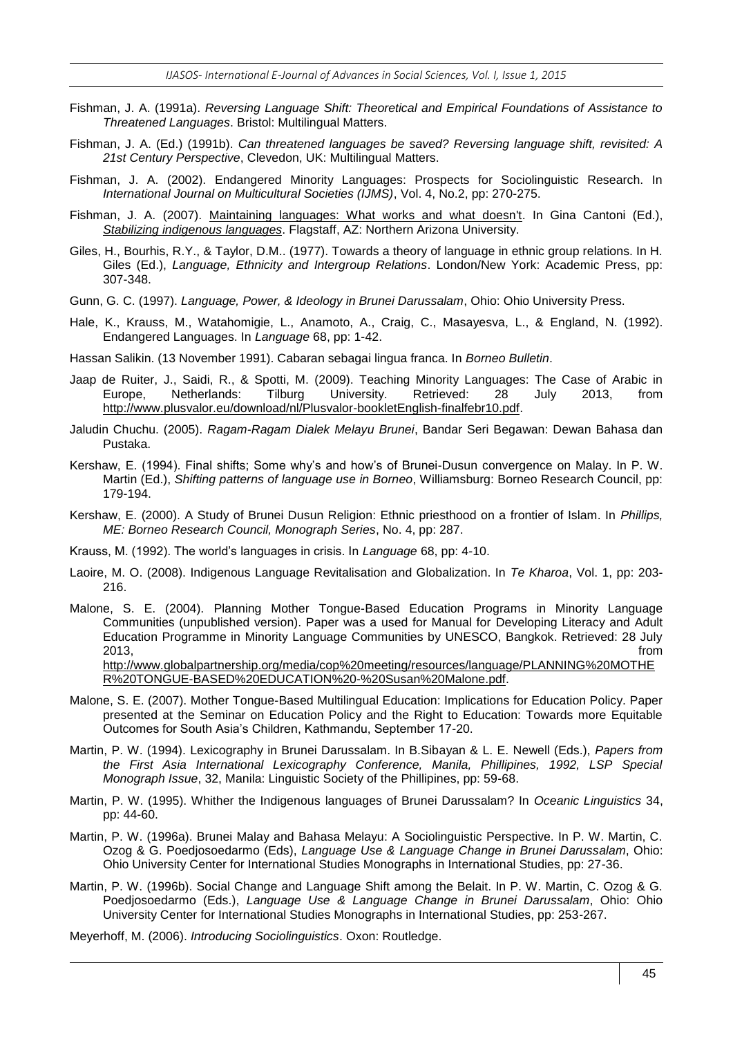Fishman, J. A. (1991a). *Reversing Language Shift: Theoretical and Empirical Foundations of Assistance to Threatened Languages*. Bristol: Multilingual Matters.

Fishman, J. A. (Ed.) (1991b). *Can threatened languages be saved? Reversing language shift, revisited: A 21st Century Perspective*, Clevedon, UK: Multilingual Matters.

Fishman, J. A. (2002). Endangered Minority Languages: Prospects for Sociolinguistic Research. In *International Journal on Multicultural Societies (IJMS)*, Vol. 4, No.2, pp: 270-275.

Fishman, J. A. (2007). Maintaining languages: What works and what doesn't. In Gina Cantoni (Ed.), *Stabilizing indigenous languages*. Flagstaff, AZ: Northern Arizona University.

Giles, H., Bourhis, R.Y., & Taylor, D.M.. (1977). Towards a theory of language in ethnic group relations. In H. Giles (Ed.), *Language, Ethnicity and Intergroup Relations*. London/New York: Academic Press, pp: 307-348.

Gunn, G. C. (1997). *Language, Power, & Ideology in Brunei Darussalam*, Ohio: Ohio University Press.

Hale, K., Krauss, M., Watahomigie, L., Anamoto, A., Craig, C., Masayesva, L., & England, N. (1992). Endangered Languages. In *Language* 68, pp: 1-42.

Hassan Salikin. (13 November 1991). Cabaran sebagai lingua franca. In *Borneo Bulletin*.

Jaap de Ruiter, J., Saidi, R., & Spotti, M. (2009). Teaching Minority Languages: The Case of Arabic in Europe, Netherlands: Tilburg University. Retrieved: 28 July 2013, from http://www.plusvalor.eu/download/nl/Plusvalor-bookletEnglish-finalfebr10.pdf.

Jaludin Chuchu. (2005). *Ragam-Ragam Dialek Melayu Brunei*, Bandar Seri Begawan: Dewan Bahasa dan Pustaka.

Kershaw, E. (1994). Final shifts; Some why's and how's of Brunei-Dusun convergence on Malay. In P. W. Martin (Ed.), *Shifting patterns of language use in Borneo*, Williamsburg: Borneo Research Council, pp: 179-194.

Kershaw, E. (2000). A Study of Brunei Dusun Religion: Ethnic priesthood on a frontier of Islam. In *Phillips, ME: Borneo Research Council, Monograph Series*, No. 4, pp: 287.

Krauss, M. (1992). The world's languages in crisis. In *Language* 68, pp: 4-10.

Laoire, M. O. (2008). Indigenous Language Revitalisation and Globalization. In *Te Kharoa*, Vol. 1, pp: 203-216.

Malone, S. E. (2004). Planning Mother Tongue-Based Education Programs in Minority Language Communities (unpublished version). Paper was a used for Manual for Developing Literacy and Adult Education Programme in Minority Language Communities by UNESCO, Bangkok. Retrieved: 28 July 2013, from http://www.globalpartnership.org/media/cop%20meeting/resources/language/PLANNING%20MOTHER%20TONGUE-BASED%20EDUCATION%20-%20Susan%20Malone.pdf.

Malone, S. E. (2007). Mother Tongue-Based Multilingual Education: Implications for Education Policy. Paper presented at the Seminar on Education Policy and the Right to Education: Towards more Equitable Outcomes for South Asia's Children, Kathmandu, September 17-20.

Martin, P. W. (1994). Lexicography in Brunei Darussalam. In B.Sibayan & L. E. Newell (Eds.), *Papers from the First Asia International Lexicography Conference, Manila, Phillipines, 1992, LSP Special Monograph Issue*, 32, Manila: Linguistic Society of the Phillipines, pp: 59-68.

Martin, P. W. (1995). Whither the Indigenous languages of Brunei Darussalam? In *Oceanic Linguistics* 34, pp: 44-60.

Martin, P. W. (1996a). Brunei Malay and Bahasa Melayu: A Sociolinguistic Perspective. In P. W. Martin, C. Ozog & G. Poedjosoedarmo (Eds), *Language Use & Language Change in Brunei Darussalam*, Ohio: Ohio University Center for International Studies Monographs in International Studies, pp: 27-36.

Martin, P. W. (1996b). Social Change and Language Shift among the Belait. In P. W. Martin, C. Ozog & G. Poedjosoedarmo (Eds.), *Language Use & Language Change in Brunei Darussalam*, Ohio: Ohio University Center for International Studies Monographs in International Studies, pp: 253-267.

Meyerhoff, M. (2006). *Introducing Sociolinguistics*. Oxon: Routledge.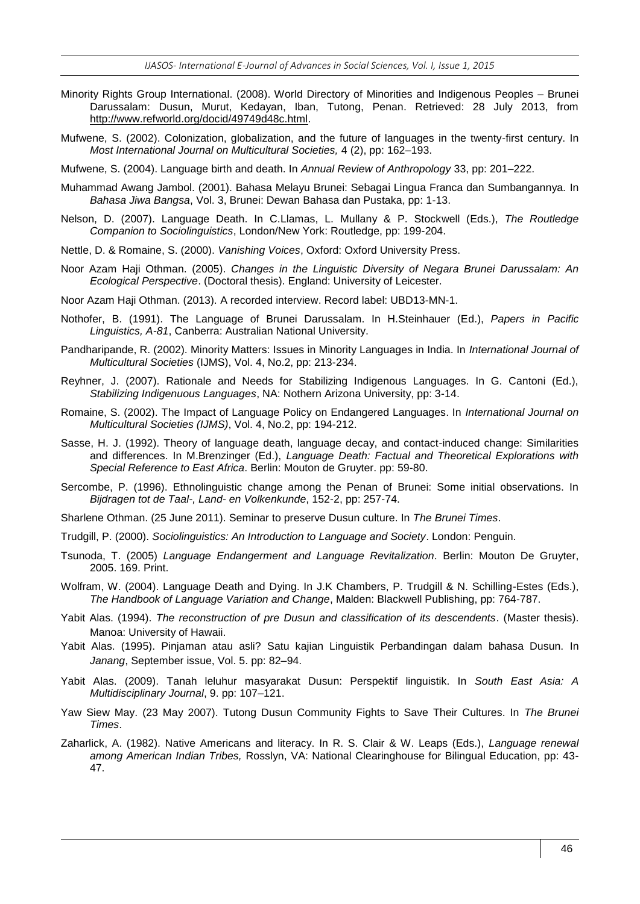Minority Rights Group International. (2008). World Directory of Minorities and Indigenous Peoples – Brunei Darussalam: Dusun, Murut, Kedayan, Iban, Tutong, Penan. Retrieved: 28 July 2013, from http://www.refworld.org/docid/49749d48c.html.

Mufwene, S. (2002). Colonization, globalization, and the future of languages in the twenty-first century. In *Most International Journal on Multicultural Societies,* 4 (2), pp: 162–193.

Mufwene, S. (2004). Language birth and death. In *Annual Review of Anthropology* 33, pp: 201–222.

Muhammad Awang Jambol. (2001). Bahasa Melayu Brunei: Sebagai Lingua Franca dan Sumbangannya. In *Bahasa Jiwa Bangsa*, Vol. 3, Brunei: Dewan Bahasa dan Pustaka, pp: 1-13.

Nelson, D. (2007). Language Death. In C.Llamas, L. Mullany & P. Stockwell (Eds.), *The Routledge Companion to Sociolinguistics*, London/New York: Routledge, pp: 199-204.

Nettle, D. & Romaine, S. (2000). *Vanishing Voices*, Oxford: Oxford University Press.

Noor Azam Haji Othman. (2005). *Changes in the Linguistic Diversity of Negara Brunei Darussalam: An Ecological Perspective*. (Doctoral thesis). England: University of Leicester.

Noor Azam Haji Othman. (2013). A recorded interview. Record label: UBD13-MN-1.

Nothofer, B. (1991). The Language of Brunei Darussalam. In H.Steinhauer (Ed.), *Papers in Pacific Linguistics, A-81*, Canberra: Australian National University.

Pandharipande, R. (2002). Minority Matters: Issues in Minority Languages in India. In *International Journal of Multicultural Societies* (IJMS), Vol. 4, No.2, pp: 213-234.

Reyhner, J. (2007). Rationale and Needs for Stabilizing Indigenous Languages. In G. Cantoni (Ed.), *Stabilizing Indigenuous Languages*, NA: Nothern Arizona University, pp: 3-14.

Romaine, S. (2002). The Impact of Language Policy on Endangered Languages. In *International Journal on Multicultural Societies (IJMS)*, Vol. 4, No.2, pp: 194-212.

Sasse, H. J. (1992). Theory of language death, language decay, and contact-induced change: Similarities and differences. In M.Brenzinger (Ed.), *Language Death: Factual and Theoretical Explorations with Special Reference to East Africa*. Berlin: Mouton de Gruyter. pp: 59-80.

Sercombe, P. (1996). Ethnolinguistic change among the Penan of Brunei: Some initial observations. In *Bijdragen tot de Taal-, Land- en Volkenkunde*, 152-2, pp: 257-74.

Sharlene Othman. (25 June 2011). Seminar to preserve Dusun culture. In *The Brunei Times*.

Trudgill, P. (2000). *Sociolinguistics: An Introduction to Language and Society*. London: Penguin.

Tsunoda, T. (2005) *Language Endangerment and Language Revitalization*. Berlin: Mouton De Gruyter, 2005. 169. Print.

Wolfram, W. (2004). Language Death and Dying. In J.K Chambers, P. Trudgill & N. Schilling-Estes (Eds.), *The Handbook of Language Variation and Change*, Malden: Blackwell Publishing, pp: 764-787.

Yabit Alas. (1994). *The reconstruction of pre Dusun and classification of its descendents*. (Master thesis). Manoa: University of Hawaii.

Yabit Alas. (1995). Pinjaman atau asli? Satu kajian Linguistik Perbandingan dalam bahasa Dusun. In *Janang*, September issue, Vol. 5. pp: 82–94.

Yabit Alas. (2009). Tanah leluhur masyarakat Dusun: Perspektif linguistik. In *South East Asia: A Multidisciplinary Journal*, 9. pp: 107–121.

Yaw Siew May. (23 May 2007). Tutong Dusun Community Fights to Save Their Cultures. In *The Brunei Times*.

Zaharlick, A. (1982). Native Americans and literacy. In R. S. Clair & W. Leaps (Eds.), *Language renewal among American Indian Tribes,* Rosslyn, VA: National Clearinghouse for Bilingual Education, pp: 43-47.